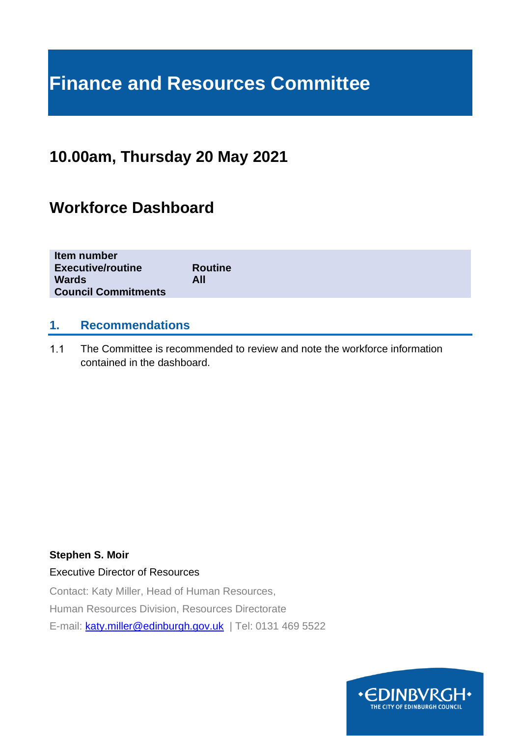# Finance and Resources Committee

## 10.00am, Thursday 20 May 2021

## Workforce Dashboard

| | |
|---|---|
| **Item number** | |
| **Executive/routine** | **Routine** |
| **Wards** | **All** |
| **Council Commitments** | |

## 1. Recommendations

1.1 The Committee is recommended to review and note the workforce information contained in the dashboard.

**Stephen S. Moir**

Executive Director of Resources

Contact: Katy Miller, Head of Human Resources,

Human Resources Division, Resources Directorate

E-mail: katy.miller@edinburgh.gov.uk | Tel: 0131 469 5522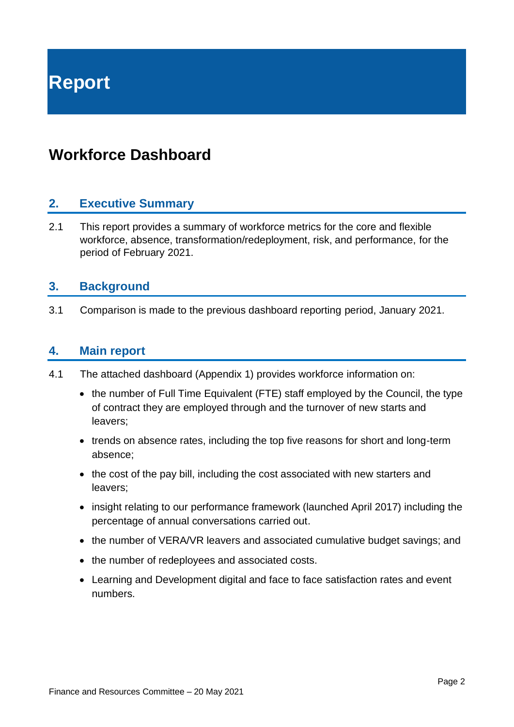# Report

# Workforce Dashboard

## 2. Executive Summary

2.1 This report provides a summary of workforce metrics for the core and flexible workforce, absence, transformation/redeployment, risk, and performance, for the period of February 2021.

## 3. Background

3.1 Comparison is made to the previous dashboard reporting period, January 2021.

## 4. Main report

4.1 The attached dashboard (Appendix 1) provides workforce information on:

- the number of Full Time Equivalent (FTE) staff employed by the Council, the type of contract they are employed through and the turnover of new starts and leavers;
- trends on absence rates, including the top five reasons for short and long-term absence;
- the cost of the pay bill, including the cost associated with new starters and leavers;
- insight relating to our performance framework (launched April 2017) including the percentage of annual conversations carried out.
- the number of VERA/VR leavers and associated cumulative budget savings; and
- the number of redeployees and associated costs.
- Learning and Development digital and face to face satisfaction rates and event numbers.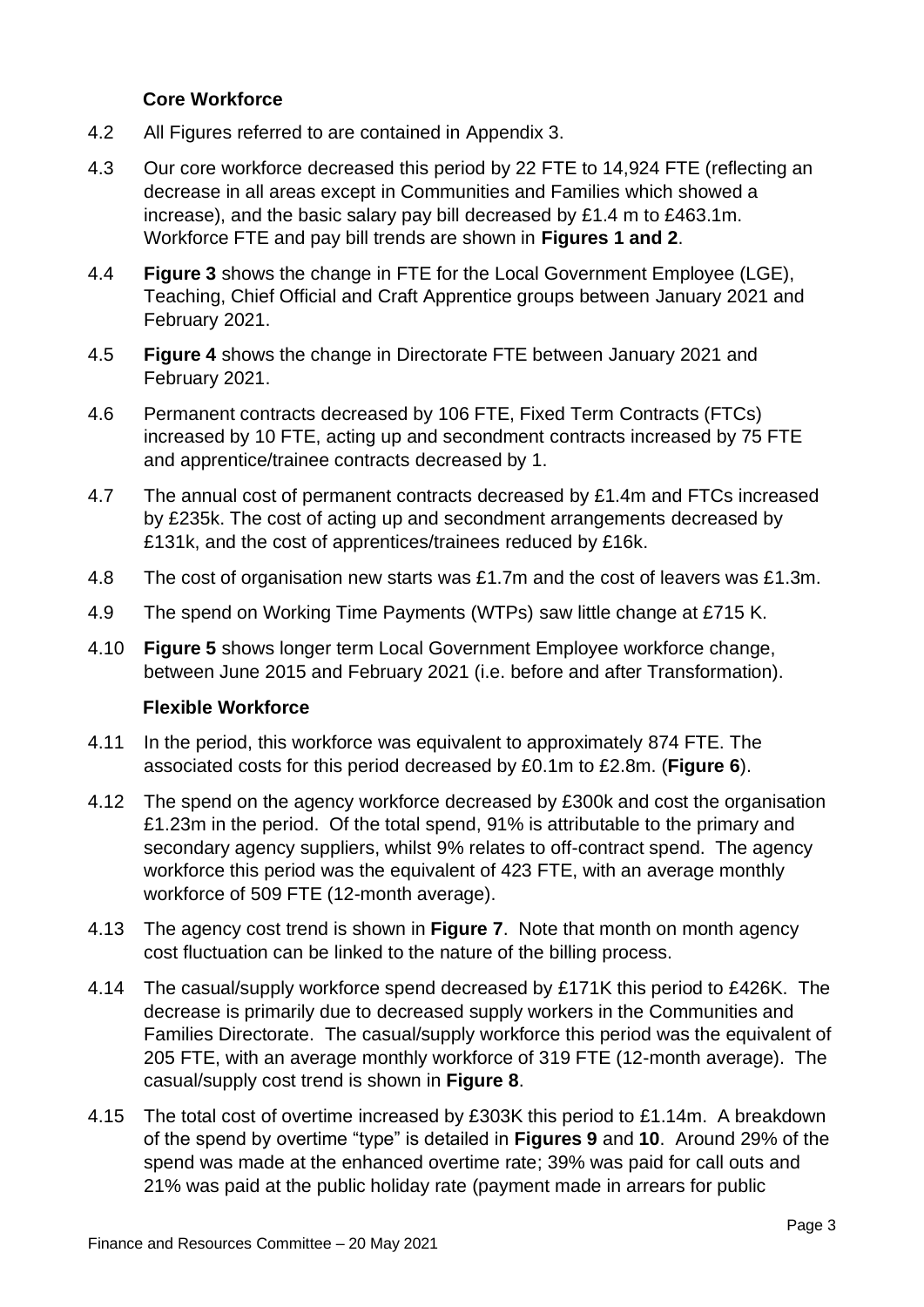### Core Workforce

4.2 All Figures referred to are contained in Appendix 3.

4.3 Our core workforce decreased this period by 22 FTE to 14,924 FTE (reflecting an decrease in all areas except in Communities and Families which showed a increase), and the basic salary pay bill decreased by £1.4 m to £463.1m. Workforce FTE and pay bill trends are shown in **Figures 1 and 2**.

4.4 **Figure 3** shows the change in FTE for the Local Government Employee (LGE), Teaching, Chief Official and Craft Apprentice groups between January 2021 and February 2021.

4.5 **Figure 4** shows the change in Directorate FTE between January 2021 and February 2021.

4.6 Permanent contracts decreased by 106 FTE, Fixed Term Contracts (FTCs) increased by 10 FTE, acting up and secondment contracts increased by 75 FTE and apprentice/trainee contracts decreased by 1.

4.7 The annual cost of permanent contracts decreased by £1.4m and FTCs increased by £235k. The cost of acting up and secondment arrangements decreased by £131k, and the cost of apprentices/trainees reduced by £16k.

4.8 The cost of organisation new starts was £1.7m and the cost of leavers was £1.3m.

4.9 The spend on Working Time Payments (WTPs) saw little change at £715 K.

4.10 **Figure 5** shows longer term Local Government Employee workforce change, between June 2015 and February 2021 (i.e. before and after Transformation).

### Flexible Workforce

4.11 In the period, this workforce was equivalent to approximately 874 FTE. The associated costs for this period decreased by £0.1m to £2.8m. (**Figure 6**).

4.12 The spend on the agency workforce decreased by £300k and cost the organisation £1.23m in the period. Of the total spend, 91% is attributable to the primary and secondary agency suppliers, whilst 9% relates to off-contract spend. The agency workforce this period was the equivalent of 423 FTE, with an average monthly workforce of 509 FTE (12-month average).

4.13 The agency cost trend is shown in **Figure 7**. Note that month on month agency cost fluctuation can be linked to the nature of the billing process.

4.14 The casual/supply workforce spend decreased by £171K this period to £426K. The decrease is primarily due to decreased supply workers in the Communities and Families Directorate. The casual/supply workforce this period was the equivalent of 205 FTE, with an average monthly workforce of 319 FTE (12-month average). The casual/supply cost trend is shown in **Figure 8**.

4.15 The total cost of overtime increased by £303K this period to £1.14m. A breakdown of the spend by overtime "type" is detailed in **Figures 9** and **10**. Around 29% of the spend was made at the enhanced overtime rate; 39% was paid for call outs and 21% was paid at the public holiday rate (payment made in arrears for public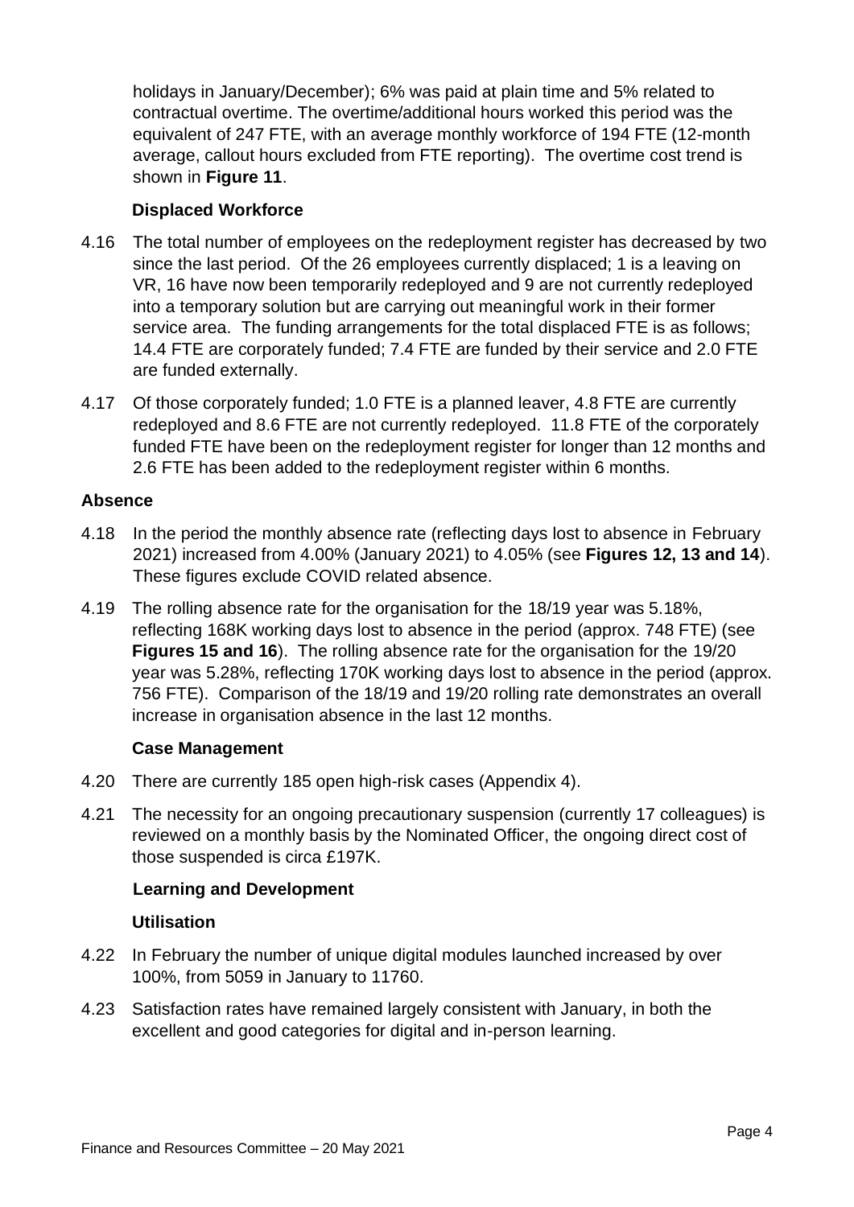holidays in January/December); 6% was paid at plain time and 5% related to contractual overtime. The overtime/additional hours worked this period was the equivalent of 247 FTE, with an average monthly workforce of 194 FTE (12-month average, callout hours excluded from FTE reporting). The overtime cost trend is shown in **Figure 11**.

### Displaced Workforce

4.16 The total number of employees on the redeployment register has decreased by two since the last period. Of the 26 employees currently displaced; 1 is a leaving on VR, 16 have now been temporarily redeployed and 9 are not currently redeployed into a temporary solution but are carrying out meaningful work in their former service area. The funding arrangements for the total displaced FTE is as follows; 14.4 FTE are corporately funded; 7.4 FTE are funded by their service and 2.0 FTE are funded externally.

4.17 Of those corporately funded; 1.0 FTE is a planned leaver, 4.8 FTE are currently redeployed and 8.6 FTE are not currently redeployed. 11.8 FTE of the corporately funded FTE have been on the redeployment register for longer than 12 months and 2.6 FTE has been added to the redeployment register within 6 months.

## Absence

4.18 In the period the monthly absence rate (reflecting days lost to absence in February 2021) increased from 4.00% (January 2021) to 4.05% (see **Figures 12, 13 and 14**). These figures exclude COVID related absence.

4.19 The rolling absence rate for the organisation for the 18/19 year was 5.18%, reflecting 168K working days lost to absence in the period (approx. 748 FTE) (see **Figures 15 and 16**). The rolling absence rate for the organisation for the 19/20 year was 5.28%, reflecting 170K working days lost to absence in the period (approx. 756 FTE). Comparison of the 18/19 and 19/20 rolling rate demonstrates an overall increase in organisation absence in the last 12 months.

### Case Management

4.20 There are currently 185 open high-risk cases (Appendix 4).

4.21 The necessity for an ongoing precautionary suspension (currently 17 colleagues) is reviewed on a monthly basis by the Nominated Officer, the ongoing direct cost of those suspended is circa £197K.

### Learning and Development

#### Utilisation

4.22 In February the number of unique digital modules launched increased by over 100%, from 5059 in January to 11760.

4.23 Satisfaction rates have remained largely consistent with January, in both the excellent and good categories for digital and in-person learning.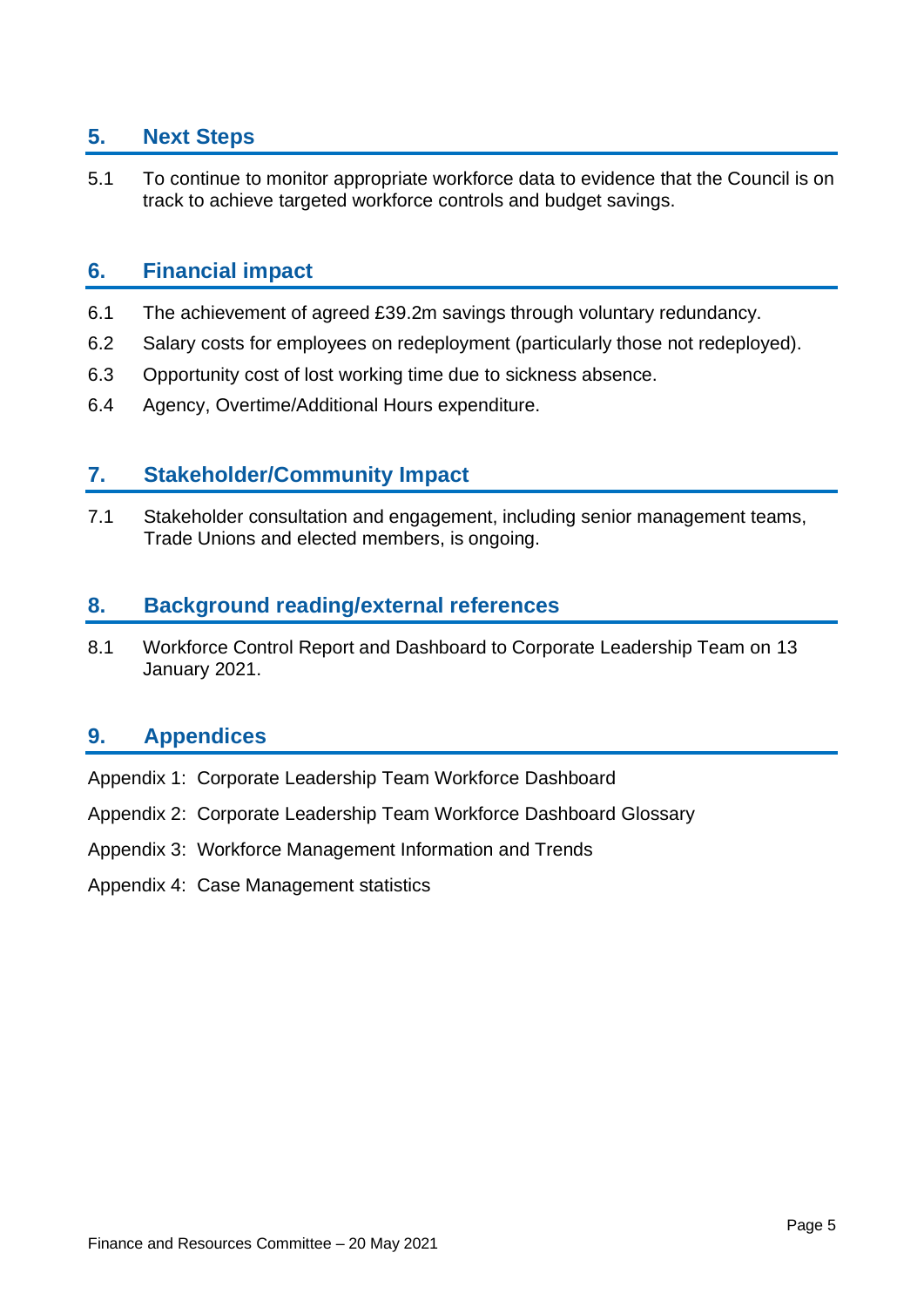## 5. Next Steps

5.1 To continue to monitor appropriate workforce data to evidence that the Council is on track to achieve targeted workforce controls and budget savings.

## 6. Financial impact

6.1 The achievement of agreed £39.2m savings through voluntary redundancy.

6.2 Salary costs for employees on redeployment (particularly those not redeployed).

6.3 Opportunity cost of lost working time due to sickness absence.

6.4 Agency, Overtime/Additional Hours expenditure.

## 7. Stakeholder/Community Impact

7.1 Stakeholder consultation and engagement, including senior management teams, Trade Unions and elected members, is ongoing.

## 8. Background reading/external references

8.1 Workforce Control Report and Dashboard to Corporate Leadership Team on 13 January 2021.

## 9. Appendices

Appendix 1: Corporate Leadership Team Workforce Dashboard

Appendix 2: Corporate Leadership Team Workforce Dashboard Glossary

Appendix 3: Workforce Management Information and Trends

Appendix 4: Case Management statistics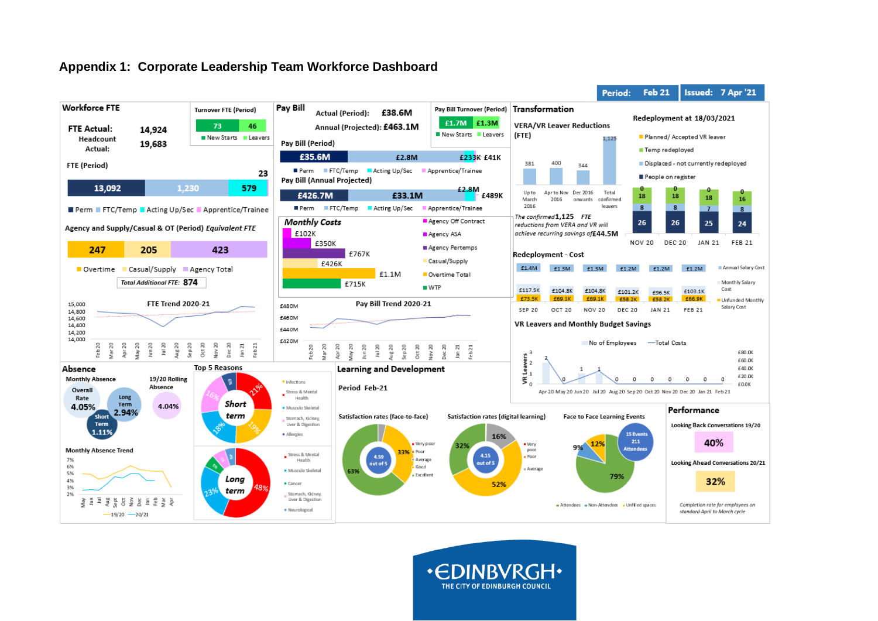# Appendix 1: Corporate Leadership Team Workforce Dashboard

**Period:** Feb 21 | **Issued:** 7 Apr '21

## Workforce FTE

**FTE Actual:** 14,924
**Headcount Actual:** 19,683

**Turnover FTE (Period)**

| New Starts | Leavers |
|---|---|
| 73 | 46 |

**FTE (Period)**

| Perm | FTC/Temp | Acting Up/Sec | Apprentice/Trainee |
|---|---|---|---|
| 13,092 | 1,230 | 579 | 23 |

**Agency and Supply/Casual & OT (Period) Equivalent FTE**

| Overtime | Casual/Supply | Agency Total |
|---|---|---|
| 247 | 205 | 423 |

*Total Additional FTE:* **874**

**FTE Trend 2020-21** (Feb 20 – Feb 21; axis 14,000 – 15,000)

## Pay Bill

**Actual (Period):** £38.6M
**Annual (Projected):** £463.1M

**Pay Bill Turnover (Period)**

| New Starts | Leavers |
|---|---|
| £1.7M | £1.3M |

**Pay Bill (Period)**

| Perm | FTC/Temp | Acting Up/Sec | Apprentice/Trainee |
|---|---|---|---|
| £35.6M | £2.8M | £233K | £41K |

**Pay Bill (Annual Projected)**

| Perm | FTC/Temp | Acting Up/Sec | Apprentice/Trainee |
|---|---|---|---|
| £426.7M | £33.1M | £2.8M | £489K |

**Monthly Costs**

| Category | Cost |
|---|---|
| Agency Off Contract | £102K |
| Agency ASA | £350K |
| Agency Pertemps | £767K |
| Casual/Supply | £426K |
| Overtime Total | £1.1M |
| WTP | £715K |

**Pay Bill Trend 2020-21** (Feb 20 – Feb 21; axis £420M – £480M)

## Transformation

**VERA/VR Leaver Reductions (FTE)**

| Up to March 2016 | Apr to Nov 2016 | Dec 2016 onwards | Total confirmed leavers |
|---|---|---|---|
| 381 | 400 | 344 | 1,125 |

*The confirmed 1,125 FTE reductions from VERA and VR will achieve recurring savings of £44.5M*

**Redeployment at 18/03/2021**

| | NOV 20 | DEC 20 | JAN 21 | FEB 21 |
|---|---|---|---|---|
| Planned/ Accepted VR leaver | 0 | 0 | 0 | 0 |
| Temp redeployed | 18 | 18 | 18 | 16 |
| Displaced - not currently redeployed | 8 | 8 | 7 | 8 |
| People on register | 26 | 26 | 25 | 24 |

**Redeployment - Cost**

| | SEP 20 | OCT 20 | NOV 20 | DEC 20 | JAN 21 | FEB 21 |
|---|---|---|---|---|---|---|
| Annual Salary Cost | £1.4M | £1.3M | £1.3M | £1.2M | £1.2M | £1.2M |
| Monthly Salary Cost | £117.5K | £104.8K | £104.8K | £101.2K | £96.5K | £103.1K |
| Unfunded Monthly Salary Cost | £73.5K | £69.1K | £69.1K | £58.2K | £58.2K | £66.9K |

**VR Leavers and Monthly Budget Savings**

| | Apr 20 | May 20 | Jun 20 | Jul 20 | Aug 20 | Sep 20 | Oct 20 | Nov 20 | Dec 20 | Jan 21 | Feb 21 |
|---|---|---|---|---|---|---|---|---|---|---|---|
| No of Employees (VR Leavers) | 2 | 0 | 1 | 1 | 0 | 0 | 0 | 0 | 0 | 0 | 0 |

## Absence

**Monthly Absence**

- Overall Rate: 4.05%
- Long Term: 2.94%
- Short Term: 1.11%
- 19/20 Rolling Absence: 4.04%

**Top 5 Reasons**

Short term: Infections 21%; Stress & Mental Health 19%; Musculo Skeletal 18%; Stomach, Kidney, Liver & Digestion 16%; Allergies 9%

Long term: Stress & Mental Health 48%; Musculo Skeletal 23%; Cancer 5%; Stomach, Kidney, Liver & Digestion 3%; Neurological

**Monthly Absence Trend** (19/20 and 20/21, May – Apr; axis 2% – 7%)

## Learning and Development

Period Feb-21

**Satisfaction rates (face-to-face):** 4.59 out of 5 — Excellent 63%, Good 33%

**Satisfaction rates (digital learning):** 4.15 out of 5 — 52%, 32%, 16%

**Face to Face Learning Events:** 15 Events, 211 Attendees — Attendees 79%, Unfilled spaces 12%, Non-Attendees 9%

## Performance

Looking Back Conversations 19/20: **40%**

Looking Ahead Conversations 20/21: **32%**

*Completion rate for employees on standard April to March cycle*

EDINBVRGH THE CITY OF EDINBURGH COUNCIL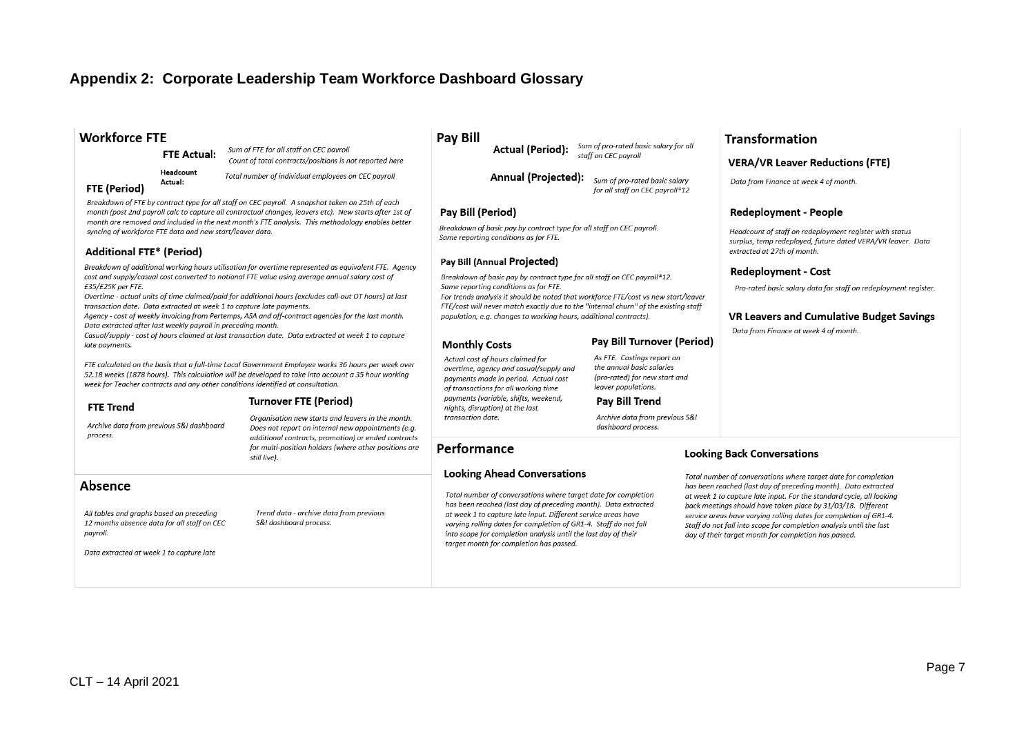# Appendix 2: Corporate Leadership Team Workforce Dashboard Glossary

## Workforce FTE

**FTE Actual:** *Sum of FTE for all staff on CEC payroll. Count of total contracts/positions is not reported here*

**Headcount Actual:** *Total number of individual employees on CEC payroll*

### FTE (Period)

*Breakdown of FTE by contract type for all staff on CEC payroll. A snapshot taken on 25th of each month (post 2nd payroll calc to capture all contractual changes, leavers etc). New starts after 1st of month are removed and included in the next month's FTE analysis. This methodology enables better syncing of workforce FTE data and new start/leaver data.*

### Additional FTE* (Period)

*Breakdown of additional working hours utilisation for overtime represented as equivalent FTE. Agency cost and supply/casual cost converted to notional FTE value using average annual salary cost of £35/£25K per FTE.*

*Overtime - actual units of time claimed/paid for additional hours (excludes call-out OT hours) at last transaction date. Data extracted at week 1 to capture late payments.*

*Agency - cost of weekly invoicing from Pertemps, ASA and off-contract agencies for the last month. Data extracted after last weekly payroll in preceding month.*

*Casual/supply - cost of hours claimed at last transaction date. Data extracted at week 1 to capture late payments.*

*FTE calculated on the basis that a full-time Local Government Employee works 36 hours per week over 52.18 weeks (1878 hours). This calculation will be developed to take into account a 35 hour working week for Teacher contracts and any other conditions identified at consultation.*

### FTE Trend

*Archive data from previous S&I dashboard process.*

### Turnover FTE (Period)

*Organisation new starts and leavers in the month. Does not report on internal new appointments (e.g. additional contracts, promotion) or ended contracts for multi-position holders (where other positions are still live).*

## Absence

*All tables and graphs based on preceding 12 months absence data for all staff on CEC payroll.*

*Data extracted at week 1 to capture late*

*Trend data - archive data from previous S&I dashboard process.*

## Pay Bill

**Actual (Period):** *Sum of pro-rated basic salary for all staff on CEC payroll*

**Annual (Projected):** *Sum of pro-rated basic salary for all staff on CEC payroll*12*

### Pay Bill (Period)

*Breakdown of basic pay by contract type for all staff on CEC payroll. Same reporting conditions as for FTE.*

### Pay Bill (Annual Projected)

*Breakdown of basic pay by contract type for all staff on CEC payroll*12. Same reporting conditions as for FTE.*

*For trends analysis it should be noted that workforce FTE/cost vs new start/leaver FTE/cost will never match exactly due to the "internal churn" of the existing staff population, e.g. changes to working hours, additional contracts).*

### Monthly Costs

*Actual cost of hours claimed for overtime, agency and casual/supply and payments made in period. Actual cost of transactions for all working time payments (variable, shifts, weekend, nights, disruption) at the last transaction date.*

### Pay Bill Turnover (Period)

*As FTE. Costings report on the annual basic salaries (pro-rated) for new start and leaver populations.*

### Pay Bill Trend

*Archive data from previous S&I dashboard process.*

## Transformation

### VERA/VR Leaver Reductions (FTE)

*Data from Finance at week 4 of month.*

### Redeployment - People

*Headcount of staff on redeployment register with status surplus, temp redeployed, future dated VERA/VR leaver. Data extracted at 27th of month.*

### Redeployment - Cost

*Pro-rated basic salary data for staff on redeployment register.*

### VR Leavers and Cumulative Budget Savings

*Data from Finance at week 4 of month.*

## Performance

### Looking Ahead Conversations

*Total number of conversations where target date for completion has been reached (last day of preceding month). Data extracted at week 1 to capture late input. Different service areas have varying rolling dates for completion of GR1-4. Staff do not fall into scope for completion analysis until the last day of their target month for completion has passed.*

### Looking Back Conversations

*Total number of conversations where target date for completion has been reached (last day of preceding month). Data extracted at week 1 to capture late input. For the standard cycle, all looking back meetings should have taken place by 31/03/18. Different service areas have varying rolling dates for completion of GR1-4. Staff do not fall into scope for completion analysis until the last day of their target month for completion has passed.*

CLT – 14 April 2021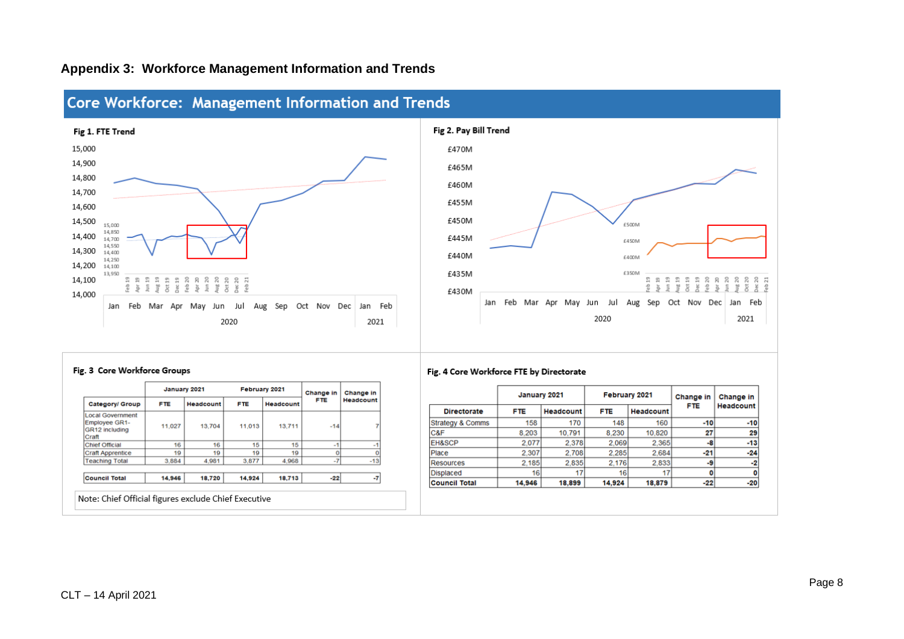# Appendix 3: Workforce Management Information and Trends

## Core Workforce: Management Information and Trends

**Fig 1. FTE Trend**

**Fig 2. Pay Bill Trend**

**Fig. 3 Core Workforce Groups**

| Category/ Group | January 2021 FTE | January 2021 Headcount | February 2021 FTE | February 2021 Headcount | Change in FTE | Change in Headcount |
|---|---|---|---|---|---|---|
| Local Government Employee GR1-GR12 including Craft | 11,027 | 13,704 | 11,013 | 13,711 | -14 | 7 |
| Chief Official | 16 | 16 | 15 | 15 | -1 | -1 |
| Craft Apprentice | 19 | 19 | 19 | 19 | 0 | 0 |
| Teaching Total | 3,884 | 4,981 | 3,877 | 4,968 | -7 | -13 |
| **Council Total** | **14,946** | **18,720** | **14,924** | **18,713** | **-22** | **-7** |

Note: Chief Official figures exclude Chief Executive

**Fig. 4 Core Workforce FTE by Directorate**

| Directorate | January 2021 FTE | January 2021 Headcount | February 2021 FTE | February 2021 Headcount | Change in FTE | Change in Headcount |
|---|---|---|---|---|---|---|
| Strategy & Comms | 158 | 170 | 148 | 160 | -10 | -10 |
| C&F | 8,203 | 10,791 | 8,230 | 10,820 | 27 | 29 |
| EH&SCP | 2,077 | 2,378 | 2,069 | 2,365 | -8 | -13 |
| Place | 2,307 | 2,708 | 2,285 | 2,684 | -21 | -24 |
| Resources | 2,185 | 2,835 | 2,176 | 2,833 | -9 | -2 |
| Displaced | 16 | 17 | 16 | 17 | 0 | 0 |
| **Council Total** | **14,946** | **18,899** | **14,924** | **18,879** | **-22** | **-20** |

CLT – 14 April 2021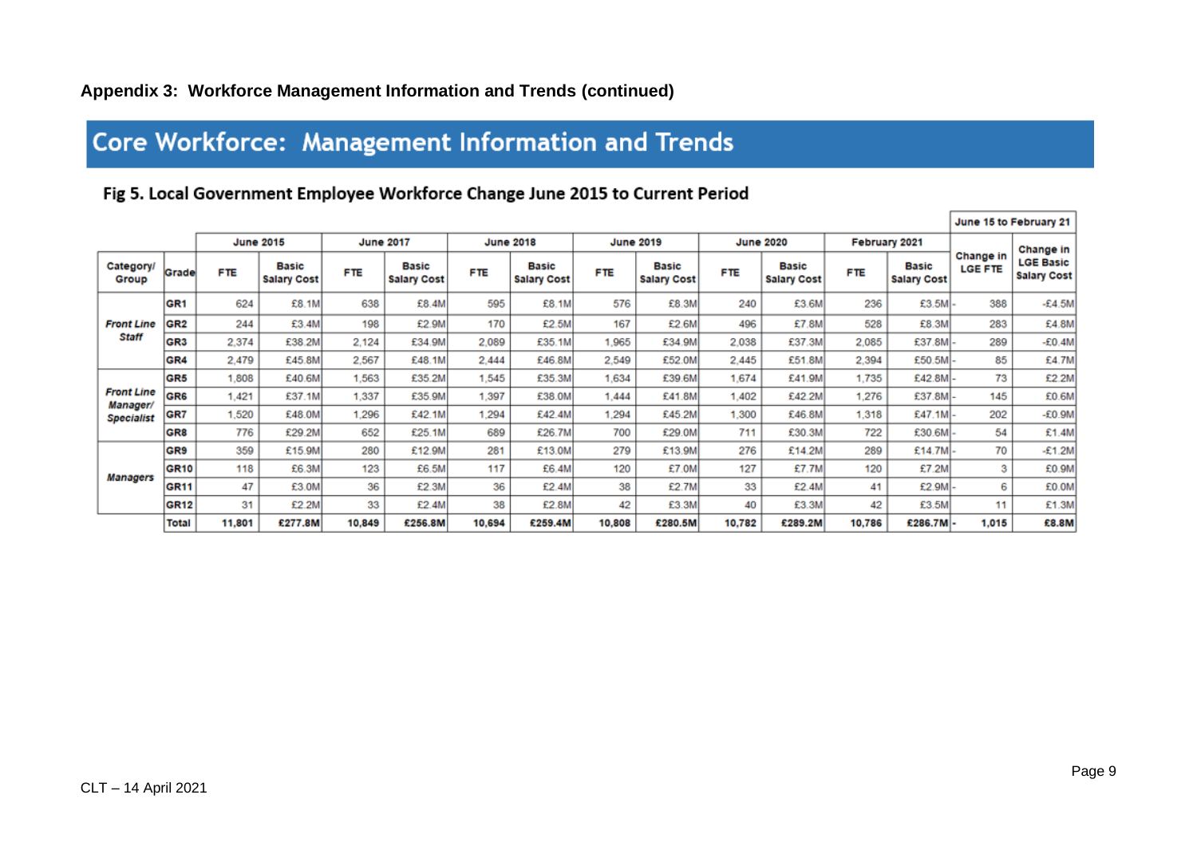**Appendix 3: Workforce Management Information and Trends (continued)**

# Core Workforce: Management Information and Trends

## Fig 5. Local Government Employee Workforce Change June 2015 to Current Period

| Category/ Group | Grade | June 2015 | | June 2017 | | June 2018 | | June 2019 | | June 2020 | | February 2021 | | June 15 to February 21 | |
|---|---|---|---|---|---|---|---|---|---|---|---|---|---|---|---|
| | | FTE | Basic Salary Cost | FTE | Basic Salary Cost | FTE | Basic Salary Cost | FTE | Basic Salary Cost | FTE | Basic Salary Cost | FTE | Basic Salary Cost | Change in LGE FTE | Change in LGE Basic Salary Cost |
| ***Front Line Staff*** | **GR1** | 624 | £8.1M | 638 | £8.4M | 595 | £8.1M | 576 | £8.3M | 240 | £3.6M | 236 | £3.5M | -388 | -£4.5M |
| | **GR2** | 244 | £3.4M | 198 | £2.9M | 170 | £2.5M | 167 | £2.6M | 496 | £7.8M | 528 | £8.3M | 283 | £4.8M |
| | **GR3** | 2,374 | £38.2M | 2,124 | £34.9M | 2,089 | £35.1M | 1,965 | £34.9M | 2,038 | £37.3M | 2,085 | £37.8M | -289 | -£0.4M |
| | **GR4** | 2,479 | £45.8M | 2,567 | £48.1M | 2,444 | £46.8M | 2,549 | £52.0M | 2,445 | £51.8M | 2,394 | £50.5M | -85 | £4.7M |
| ***Front Line Manager/ Specialist*** | **GR5** | 1,808 | £40.6M | 1,563 | £35.2M | 1,545 | £35.3M | 1,634 | £39.6M | 1,674 | £41.9M | 1,735 | £42.8M | -73 | £2.2M |
| | **GR6** | 1,421 | £37.1M | 1,337 | £35.9M | 1,397 | £38.0M | 1,444 | £41.8M | 1,402 | £42.2M | 1,276 | £37.8M | -145 | £0.6M |
| | **GR7** | 1,520 | £48.0M | 1,296 | £42.1M | 1,294 | £42.4M | 1,294 | £45.2M | 1,300 | £46.8M | 1,318 | £47.1M | -202 | -£0.9M |
| | **GR8** | 776 | £29.2M | 652 | £25.1M | 689 | £26.7M | 700 | £29.0M | 711 | £30.3M | 722 | £30.6M | -54 | £1.4M |
| ***Managers*** | **GR9** | 359 | £15.9M | 280 | £12.9M | 281 | £13.0M | 279 | £13.9M | 276 | £14.2M | 289 | £14.7M | -70 | -£1.2M |
| | **GR10** | 118 | £6.3M | 123 | £6.5M | 117 | £6.4M | 120 | £7.0M | 127 | £7.7M | 120 | £7.2M | 3 | £0.9M |
| | **GR11** | 47 | £3.0M | 36 | £2.3M | 36 | £2.4M | 38 | £2.7M | 33 | £2.4M | 41 | £2.9M | -6 | £0.0M |
| | **GR12** | 31 | £2.2M | 33 | £2.4M | 38 | £2.8M | 42 | £3.3M | 40 | £3.3M | 42 | £3.5M | 11 | £1.3M |
| | **Total** | **11,801** | **£277.8M** | **10,849** | **£256.8M** | **10,694** | **£259.4M** | **10,808** | **£280.5M** | **10,782** | **£289.2M** | **10,786** | **£286.7M** | **-1,015** | **£8.8M** |

CLT – 14 April 2021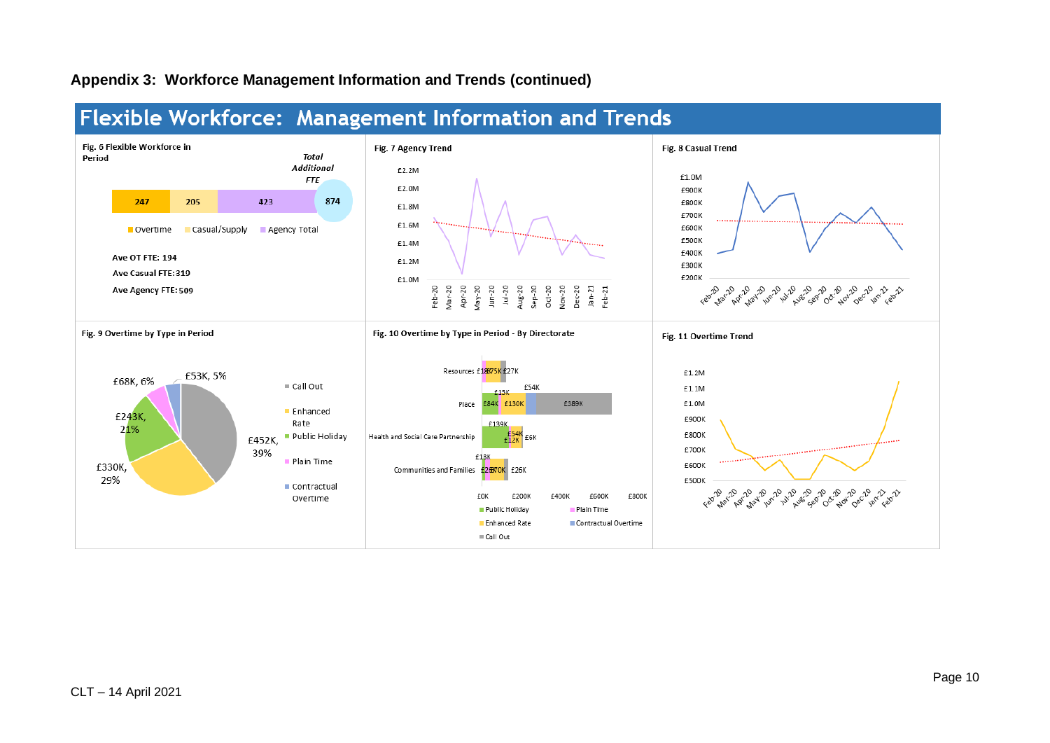**Appendix 3: Workforce Management Information and Trends (continued)**

# Flexible Workforce: Management Information and Trends

**Fig. 6 Flexible Workforce in Period**

| Overtime | Casual/Supply | Agency Total | *Total Additional FTE* |
|---|---|---|---|
| 247 | 205 | 423 | 874 |

Ave OT FTE: 194

Ave Casual FTE: 319

Ave Agency FTE: 509

**Fig. 7 Agency Trend**

**Fig. 8 Casual Trend**

**Fig. 9 Overtime by Type in Period**

| Type | Amount | % |
|---|---|---|
| Call Out | £452K | 39% |
| Enhanced Rate | £330K | 29% |
| Public Holiday | £243K | 21% |
| Plain Time | £68K | 6% |
| Contractual Overtime | £53K | 5% |

**Fig. 10 Overtime by Type in Period - By Directorate**

| Directorate | Values shown |
|---|---|
| Resources | £18K, £75K, £27K |
| Place | £84K, £13K, £130K, £54K, £389K |
| Health and Social Care Partnership | £139K, £54K, £12K, £6K |
| Communities and Families | £13K, £26K, £70K, £26K |

Legend: Public Holiday, Plain Time, Enhanced Rate, Contractual Overtime, Call Out

**Fig. 11 Overtime Trend**

CLT – 14 April 2021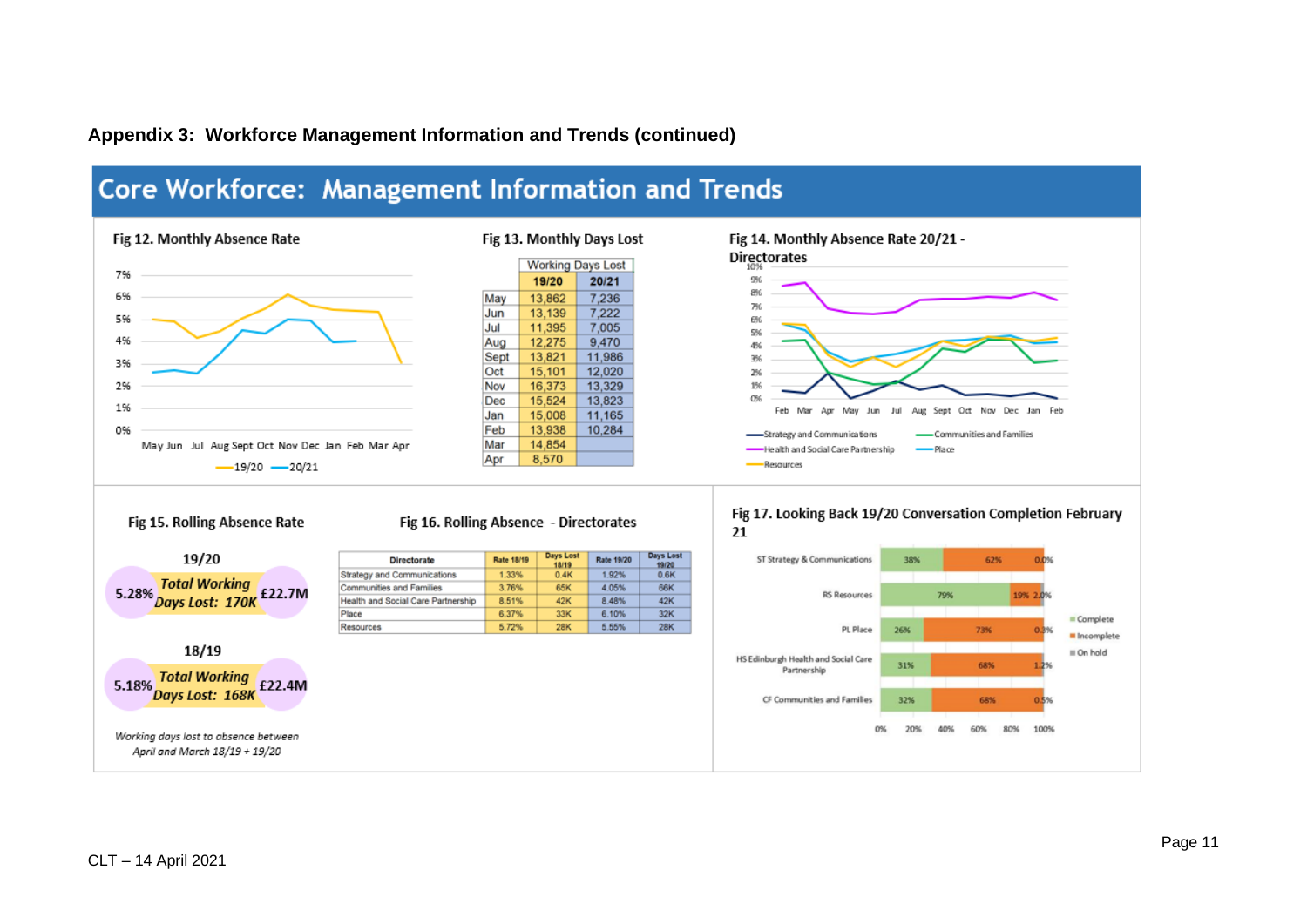## Appendix 3: Workforce Management Information and Trends (continued)

# Core Workforce: Management Information and Trends

### Fig 12. Monthly Absence Rate

May Jun Jul Aug Sept Oct Nov Dec Jan Feb Mar Apr

—19/20 —20/21

### Fig 13. Monthly Days Lost

| | Working Days Lost | |
|---|---|---|
| | 19/20 | 20/21 |
| May | 13,862 | 7,236 |
| Jun | 13,139 | 7,222 |
| Jul | 11,395 | 7,005 |
| Aug | 12,275 | 9,470 |
| Sept | 13,821 | 11,986 |
| Oct | 15,101 | 12,020 |
| Nov | 16,373 | 13,329 |
| Dec | 15,524 | 13,823 |
| Jan | 15,008 | 11,165 |
| Feb | 13,938 | 10,284 |
| Mar | 14,854 | |
| Apr | 8,570 | |

### Fig 14. Monthly Absence Rate 20/21 - Directorates

Strategy and Communications; Communities and Families; Health and Social Care Partnership; Place; Resources

### Fig 15. Rolling Absence Rate

**19/20**

5.28% — *Total Working Days Lost: 170K* — £22.7M

**18/19**

5.18% — *Total Working Days Lost: 168K* — £22.4M

*Working days lost to absence between April and March 18/19 + 19/20*

### Fig 16. Rolling Absence - Directorates

| Directorate | Rate 18/19 | Days Lost 18/19 | Rate 19/20 | Days Lost 19/20 |
|---|---|---|---|---|
| Strategy and Communications | 1.33% | 0.4K | 1.92% | 0.6K |
| Communities and Families | 3.76% | 65K | 4.05% | 66K |
| Health and Social Care Partnership | 8.51% | 42K | 8.48% | 42K |
| Place | 6.37% | 33K | 6.10% | 32K |
| Resources | 5.72% | 28K | 5.55% | 28K |

### Fig 17. Looking Back 19/20 Conversation Completion February 21

| Directorate | Complete | Incomplete | On hold |
|---|---|---|---|
| ST Strategy & Communications | 38% | 62% | 0.0% |
| RS Resources | 79% | 19% | 2.0% |
| PL Place | 26% | 73% | 0.3% |
| HS Edinburgh Health and Social Care Partnership | 31% | 68% | 1.2% |
| CF Communities and Families | 32% | 68% | 0.5% |

CLT – 14 April 2021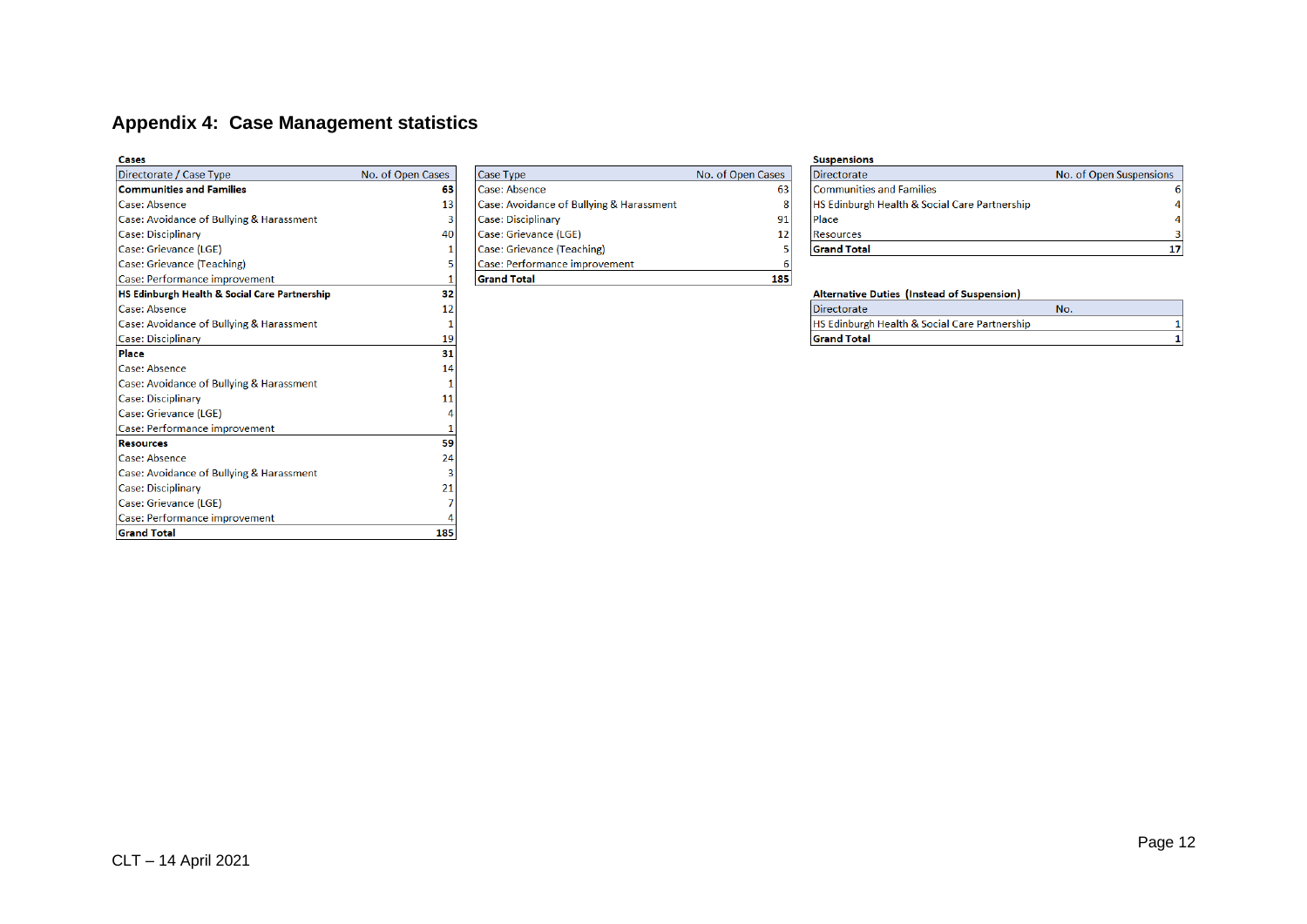## Appendix 4: Case Management statistics

**Cases**

| Directorate / Case Type | No. of Open Cases |
|---|---|
| **Communities and Families** | **63** |
| Case: Absence | 13 |
| Case: Avoidance of Bullying & Harassment | 3 |
| Case: Disciplinary | 40 |
| Case: Grievance (LGE) | 1 |
| Case: Grievance (Teaching) | 5 |
| Case: Performance improvement | 1 |
| **HS Edinburgh Health & Social Care Partnership** | **32** |
| Case: Absence | 12 |
| Case: Avoidance of Bullying & Harassment | 1 |
| Case: Disciplinary | 19 |
| **Place** | **31** |
| Case: Absence | 14 |
| Case: Avoidance of Bullying & Harassment | 1 |
| Case: Disciplinary | 11 |
| Case: Grievance (LGE) | 4 |
| Case: Performance improvement | 1 |
| **Resources** | **59** |
| Case: Absence | 24 |
| Case: Avoidance of Bullying & Harassment | 3 |
| Case: Disciplinary | 21 |
| Case: Grievance (LGE) | 7 |
| Case: Performance improvement | 4 |
| **Grand Total** | **185** |

| Case Type | No. of Open Cases |
|---|---|
| Case: Absence | 63 |
| Case: Avoidance of Bullying & Harassment | 8 |
| Case: Disciplinary | 91 |
| Case: Grievance (LGE) | 12 |
| Case: Grievance (Teaching) | 5 |
| Case: Performance improvement | 6 |
| **Grand Total** | **185** |

**Suspensions**

| Directorate | No. of Open Suspensions |
|---|---|
| Communities and Families | 6 |
| HS Edinburgh Health & Social Care Partnership | 4 |
| Place | 4 |
| Resources | 3 |
| **Grand Total** | **17** |

**Alternative Duties (Instead of Suspension)**

| Directorate | No. |
|---|---|
| HS Edinburgh Health & Social Care Partnership | 1 |
| **Grand Total** | **1** |

CLT – 14 April 2021